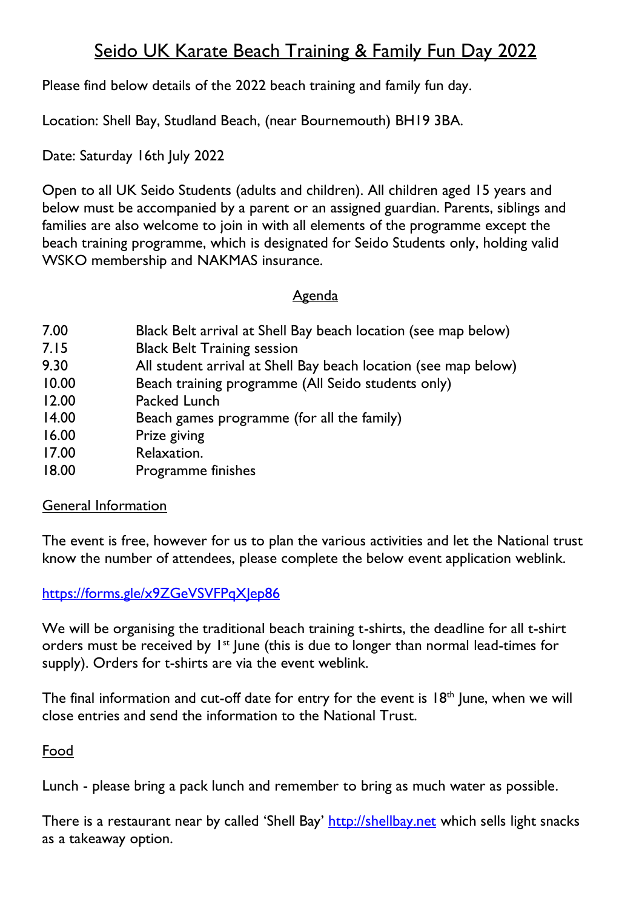# Seido UK Karate Beach Training & Family Fun Day 2022

Please find below details of the 2022 beach training and family fun day.

Location: Shell Bay, Studland Beach, (near Bournemouth) BH19 3BA.

Date: Saturday 16th July 2022

Open to all UK Seido Students (adults and children). All children aged 15 years and below must be accompanied by a parent or an assigned guardian. Parents, siblings and families are also welcome to join in with all elements of the programme except the beach training programme, which is designated for Seido Students only, holding valid WSKO membership and NAKMAS insurance.

## Agenda

| | |
|---|---|
| 7.00 | Black Belt arrival at Shell Bay beach location (see map below) |
| 7.15 | Black Belt Training session |
| 9.30 | All student arrival at Shell Bay beach location (see map below) |
| 10.00 | Beach training programme (All Seido students only) |
| 12.00 | Packed Lunch |
| 14.00 | Beach games programme (for all the family) |
| 16.00 | Prize giving |
| 17.00 | Relaxation. |
| 18.00 | Programme finishes |

## General Information

The event is free, however for us to plan the various activities and let the National trust know the number of attendees, please complete the below event application weblink.

https://forms.gle/x9ZGeVSVFPqXJep86

We will be organising the traditional beach training t-shirts, the deadline for all t-shirt orders must be received by 1st June (this is due to longer than normal lead-times for supply). Orders for t-shirts are via the event weblink.

The final information and cut-off date for entry for the event is 18th June, when we will close entries and send the information to the National Trust.

## Food

Lunch - please bring a pack lunch and remember to bring as much water as possible.

There is a restaurant near by called 'Shell Bay' http://shellbay.net which sells light snacks as a takeaway option.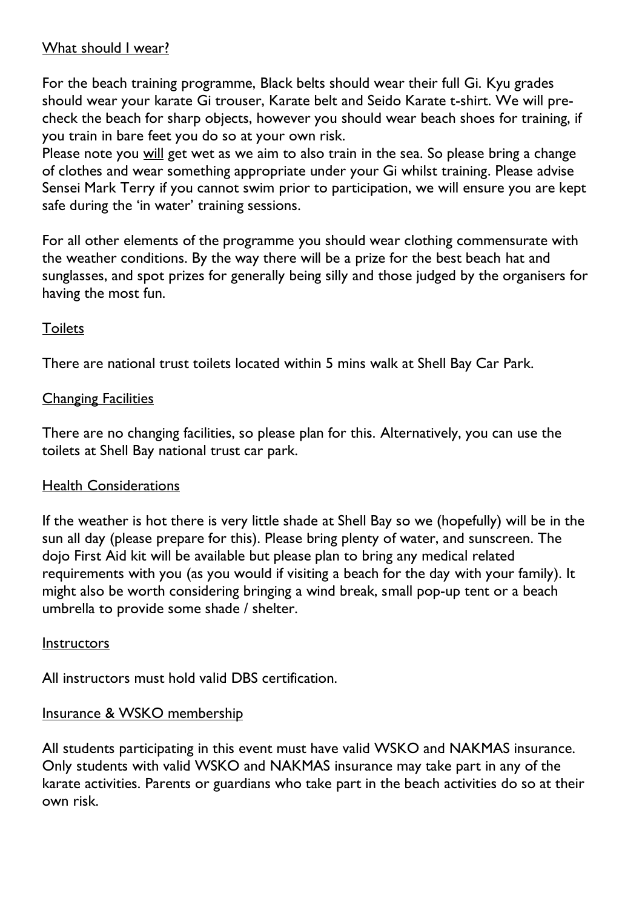## What should I wear?

For the beach training programme, Black belts should wear their full Gi. Kyu grades should wear your karate Gi trouser, Karate belt and Seido Karate t-shirt. We will pre-check the beach for sharp objects, however you should wear beach shoes for training, if you train in bare feet you do so at your own risk.

Please note you will get wet as we aim to also train in the sea. So please bring a change of clothes and wear something appropriate under your Gi whilst training. Please advise Sensei Mark Terry if you cannot swim prior to participation, we will ensure you are kept safe during the 'in water' training sessions.

For all other elements of the programme you should wear clothing commensurate with the weather conditions. By the way there will be a prize for the best beach hat and sunglasses, and spot prizes for generally being silly and those judged by the organisers for having the most fun.

## Toilets

There are national trust toilets located within 5 mins walk at Shell Bay Car Park.

## Changing Facilities

There are no changing facilities, so please plan for this. Alternatively, you can use the toilets at Shell Bay national trust car park.

## Health Considerations

If the weather is hot there is very little shade at Shell Bay so we (hopefully) will be in the sun all day (please prepare for this). Please bring plenty of water, and sunscreen. The dojo First Aid kit will be available but please plan to bring any medical related requirements with you (as you would if visiting a beach for the day with your family). It might also be worth considering bringing a wind break, small pop-up tent or a beach umbrella to provide some shade / shelter.

## Instructors

All instructors must hold valid DBS certification.

## Insurance & WSKO membership

All students participating in this event must have valid WSKO and NAKMAS insurance. Only students with valid WSKO and NAKMAS insurance may take part in any of the karate activities. Parents or guardians who take part in the beach activities do so at their own risk.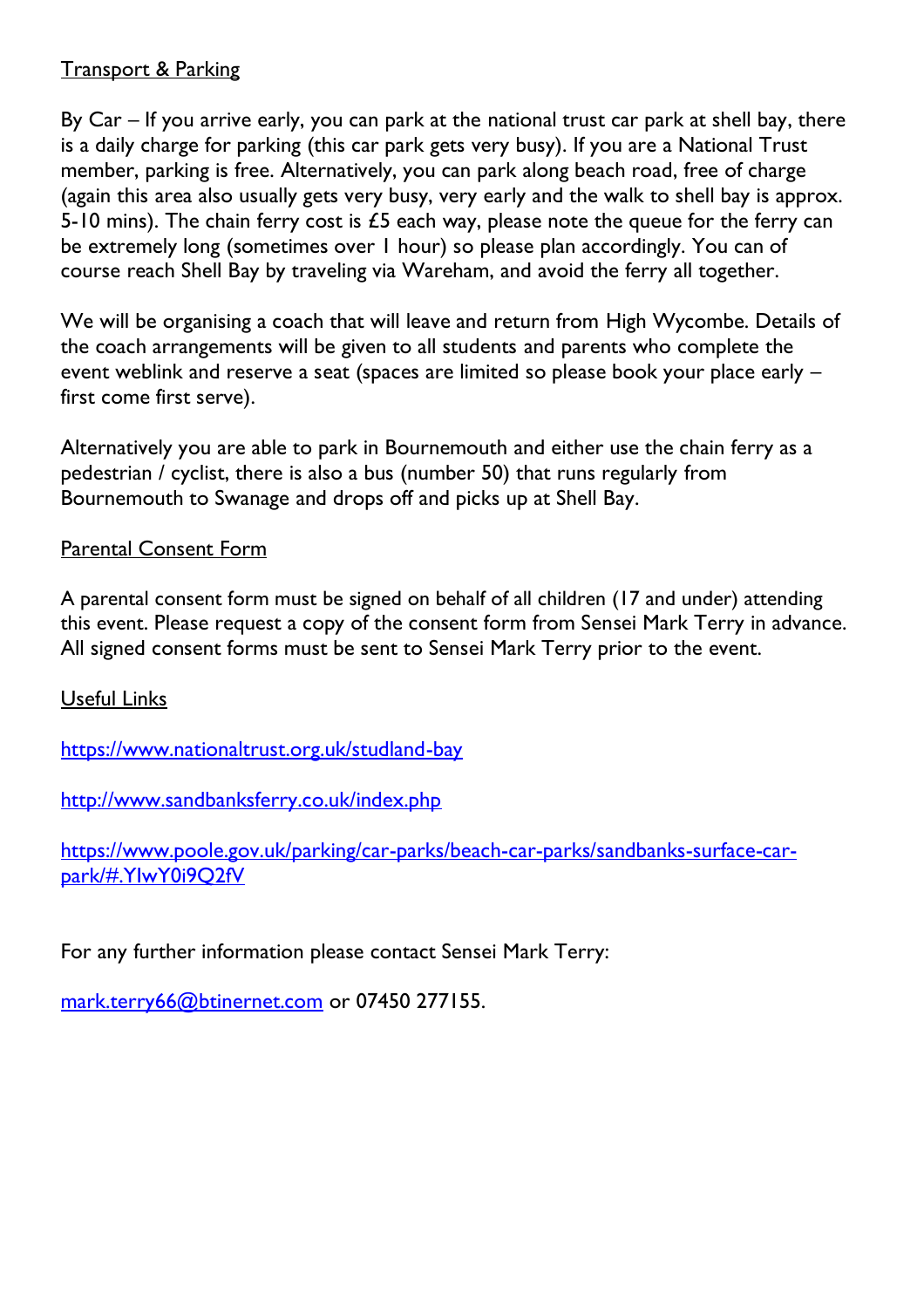## Transport & Parking

By Car – If you arrive early, you can park at the national trust car park at shell bay, there is a daily charge for parking (this car park gets very busy). If you are a National Trust member, parking is free. Alternatively, you can park along beach road, free of charge (again this area also usually gets very busy, very early and the walk to shell bay is approx. 5-10 mins). The chain ferry cost is £5 each way, please note the queue for the ferry can be extremely long (sometimes over 1 hour) so please plan accordingly. You can of course reach Shell Bay by traveling via Wareham, and avoid the ferry all together.

We will be organising a coach that will leave and return from High Wycombe. Details of the coach arrangements will be given to all students and parents who complete the event weblink and reserve a seat (spaces are limited so please book your place early – first come first serve).

Alternatively you are able to park in Bournemouth and either use the chain ferry as a pedestrian / cyclist, there is also a bus (number 50) that runs regularly from Bournemouth to Swanage and drops off and picks up at Shell Bay.

## Parental Consent Form

A parental consent form must be signed on behalf of all children (17 and under) attending this event. Please request a copy of the consent form from Sensei Mark Terry in advance. All signed consent forms must be sent to Sensei Mark Terry prior to the event.

## Useful Links

https://www.nationaltrust.org.uk/studland-bay

http://www.sandbanksferry.co.uk/index.php

https://www.poole.gov.uk/parking/car-parks/beach-car-parks/sandbanks-surface-car-park/#.YIwY0i9Q2fV

For any further information please contact Sensei Mark Terry:

mark.terry66@btinernet.com or 07450 277155.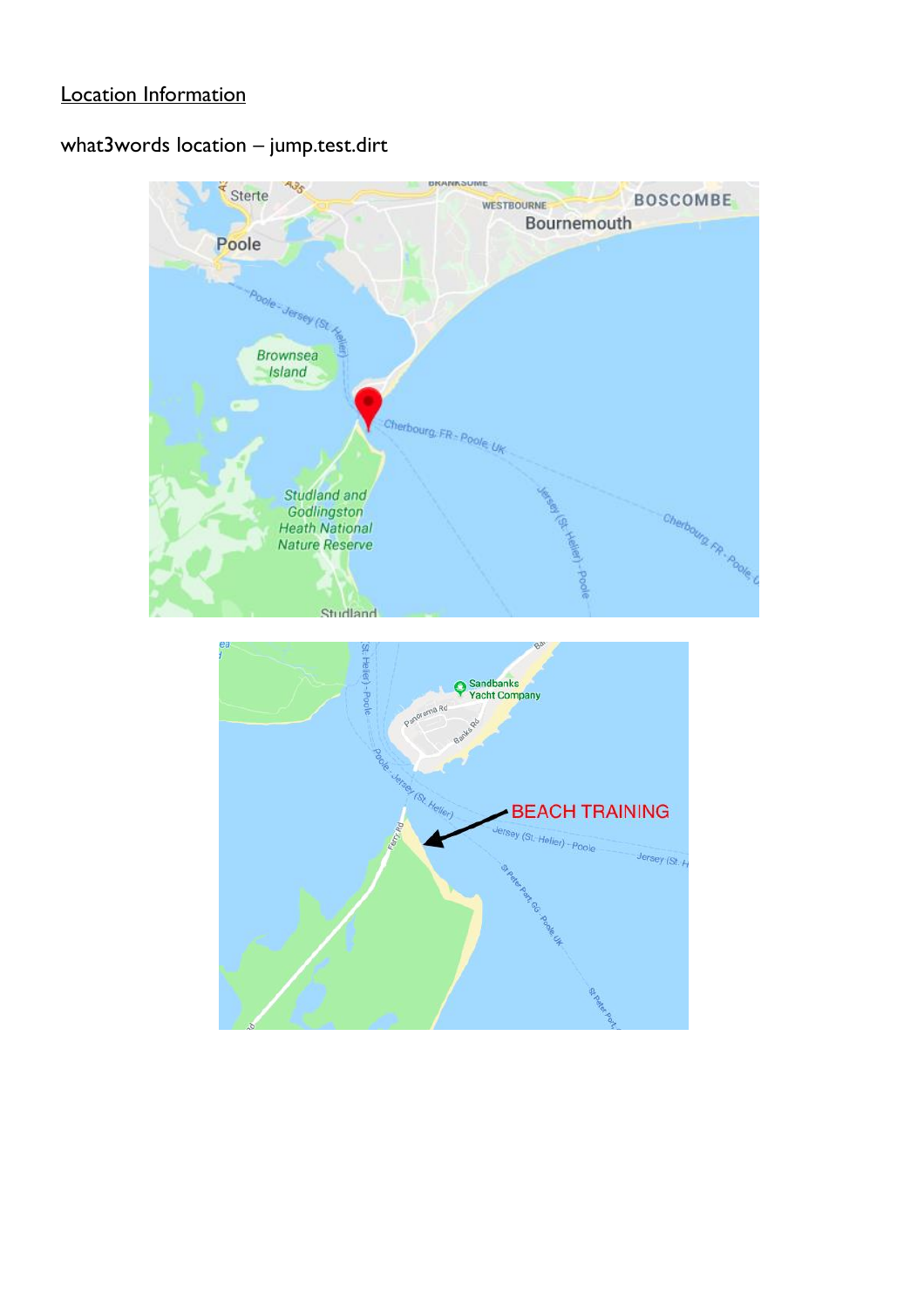Location Information

what3words location – jump.test.dirt

Sterte
Poole
BRANKSOME
WESTBOURNE
Bournemouth
BOSCOMBE
Poole - Jersey (St. Helier)
Brownsea Island
Cherbourg, FR - Poole, UK
Studland and Godlingston Heath National Nature Reserve
Jersey (St. Helier) - Poole
Cherbourg, FR - Poole, U
Studland

Sandbanks Yacht Company
Panorama Rd
Banks Rd
St. Helier) - Poole
Poole - Jersey (St. Helier)
BEACH TRAINING
Ferry Rd
Jersey (St. Helier) - Poole
Jersey (St. H
St Peter Port, GG - Poole, UK
St Peter Port